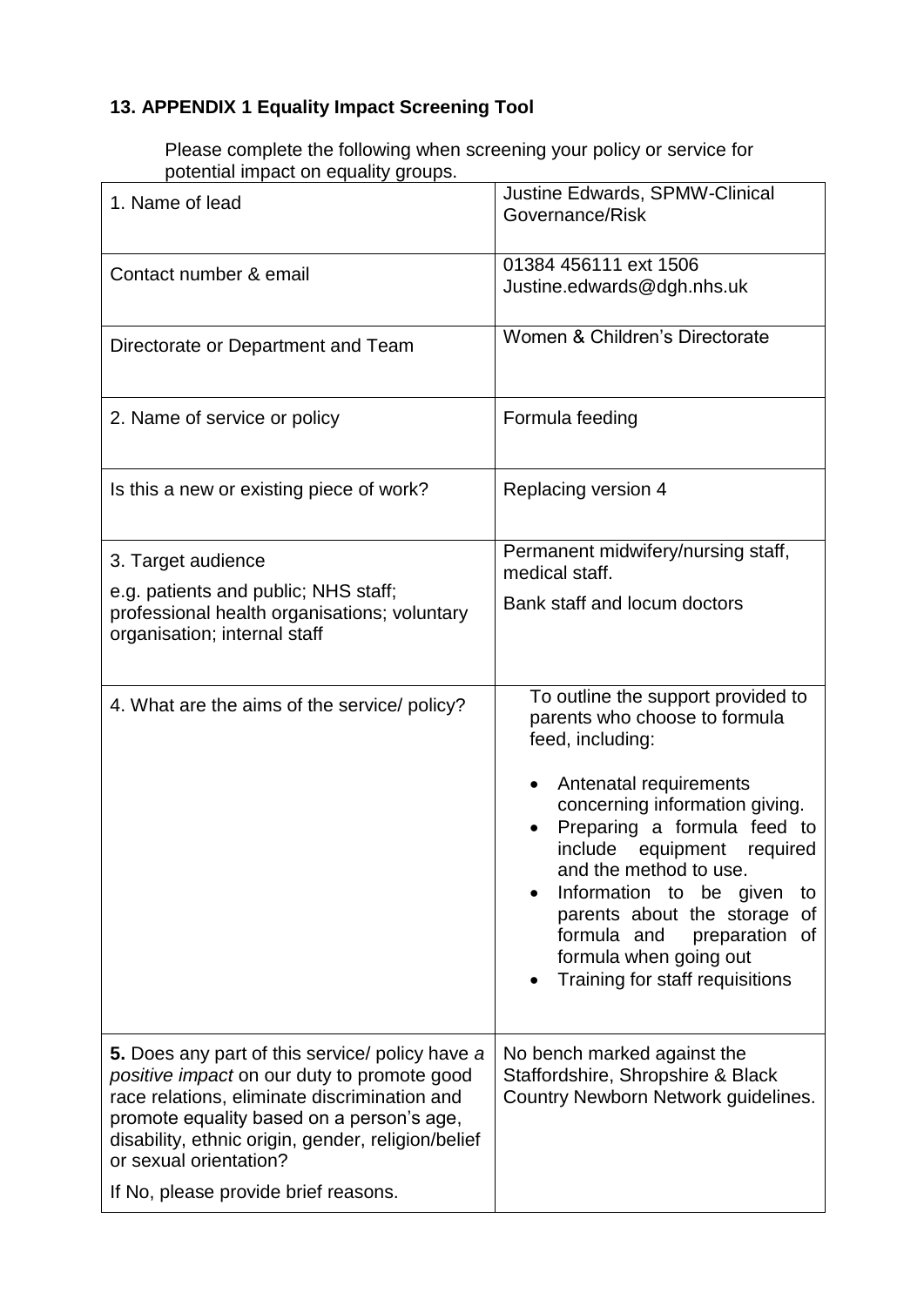**13. APPENDIX 1 Equality Impact Screening Tool**

Please complete the following when screening your policy or service for potential impact on equality groups.

| | |
|---|---|
| 1. Name of lead | Justine Edwards, SPMW-Clinical Governance/Risk |
| Contact number & email | 01384 456111 ext 1506<br>Justine.edwards@dgh.nhs.uk |
| Directorate or Department and Team | Women & Children's Directorate |
| 2. Name of service or policy | Formula feeding |
| Is this a new or existing piece of work? | Replacing version 4 |
| 3. Target audience<br>e.g. patients and public; NHS staff; professional health organisations; voluntary organisation; internal staff | Permanent midwifery/nursing staff, medical staff.<br>Bank staff and locum doctors |
| 4. What are the aims of the service/ policy? | To outline the support provided to parents who choose to formula feed, including:<br>• Antenatal requirements concerning information giving.<br>• Preparing a formula feed to include equipment required and the method to use.<br>• Information to be given to parents about the storage of formula and preparation of formula when going out<br>• Training for staff requisitions |
| **5.** Does any part of this service/ policy have *a positive impact* on our duty to promote good race relations, eliminate discrimination and promote equality based on a person's age, disability, ethnic origin, gender, religion/belief or sexual orientation?<br>If No, please provide brief reasons. | No bench marked against the Staffordshire, Shropshire & Black Country Newborn Network guidelines. |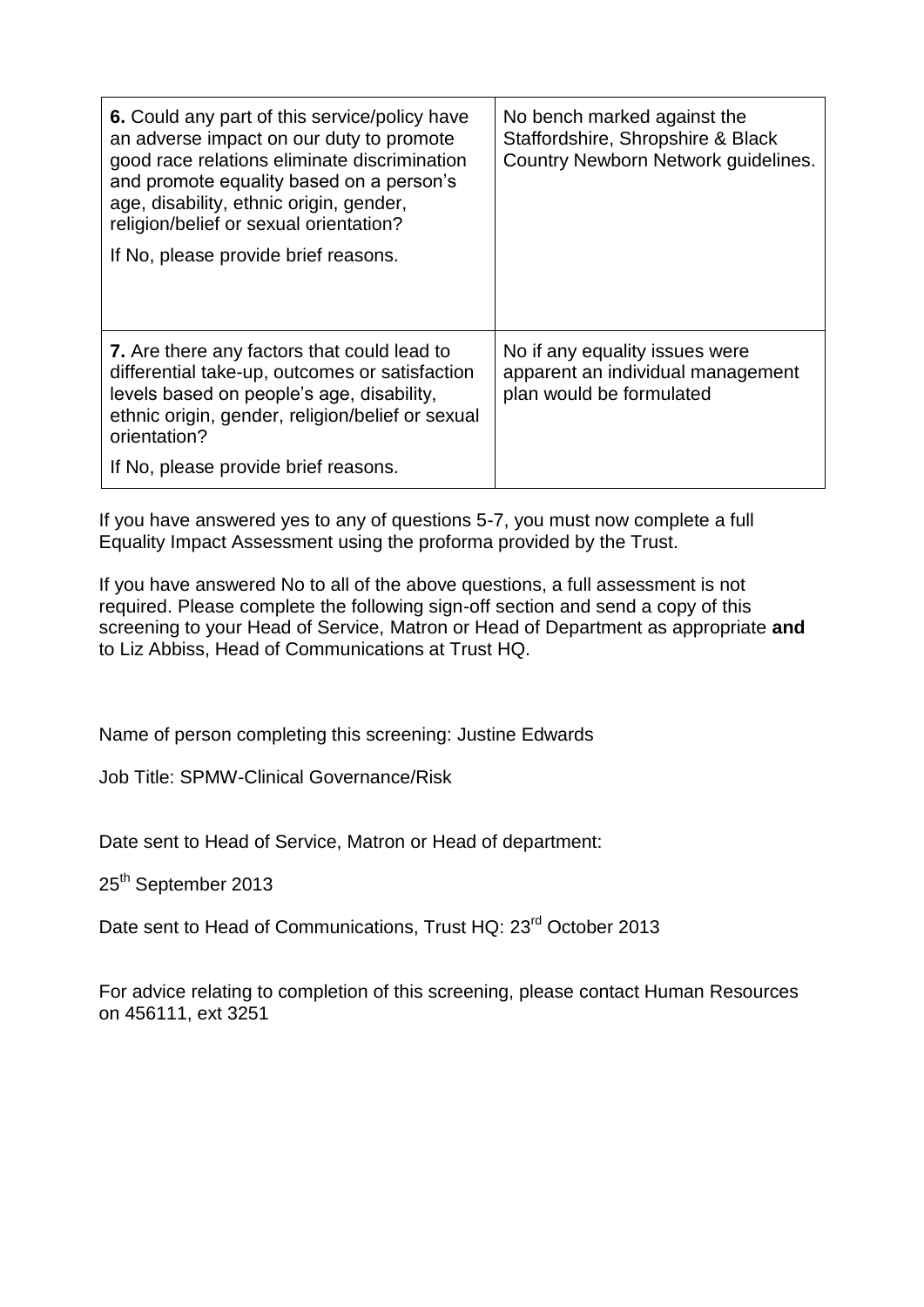| | |
|---|---|
| **6.** Could any part of this service/policy have an adverse impact on our duty to promote good race relations eliminate discrimination and promote equality based on a person's age, disability, ethnic origin, gender, religion/belief or sexual orientation?<br><br>If No, please provide brief reasons. | No bench marked against the Staffordshire, Shropshire & Black Country Newborn Network guidelines. |
| **7.** Are there any factors that could lead to differential take-up, outcomes or satisfaction levels based on people's age, disability, ethnic origin, gender, religion/belief or sexual orientation?<br><br>If No, please provide brief reasons. | No if any equality issues were apparent an individual management plan would be formulated |

If you have answered yes to any of questions 5-7, you must now complete a full Equality Impact Assessment using the proforma provided by the Trust.

If you have answered No to all of the above questions, a full assessment is not required. Please complete the following sign-off section and send a copy of this screening to your Head of Service, Matron or Head of Department as appropriate **and** to Liz Abbiss, Head of Communications at Trust HQ.

Name of person completing this screening: Justine Edwards

Job Title: SPMW-Clinical Governance/Risk

Date sent to Head of Service, Matron or Head of department:

25th September 2013

Date sent to Head of Communications, Trust HQ: 23rd October 2013

For advice relating to completion of this screening, please contact Human Resources on 456111, ext 3251